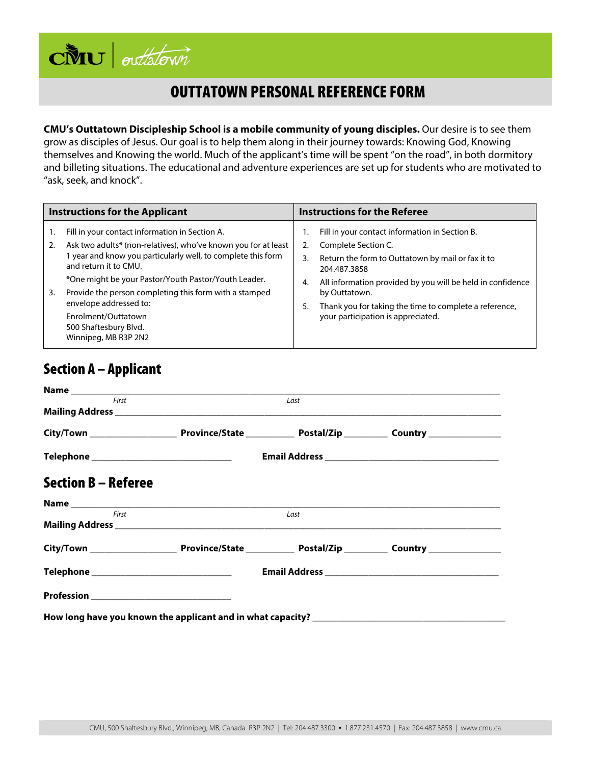# OUTTATOWN PERSONAL REFERENCE FORM

**CMU's Outtatown Discipleship School is a mobile community of young disciples.** Our desire is to see them grow as disciples of Jesus. Our goal is to help them along in their journey towards: Knowing God, Knowing themselves and Knowing the world. Much of the applicant's time will be spent "on the road", in both dormitory and billeting situations. The educational and adventure experiences are set up for students who are motivated to "ask, seek, and knock".

| Instructions for the Applicant | Instructions for the Referee |
|---|---|
| 1. Fill in your contact information in Section A.<br>2. Ask two adults* (non-relatives), who've known you for at least 1 year and know you particularly well, to complete this form and return it to CMU.<br>*One might be your Pastor/Youth Pastor/Youth Leader.<br>3. Provide the person completing this form with a stamped envelope addressed to:<br>Enrolment/Outtatown<br>500 Shaftesbury Blvd.<br>Winnipeg, MB R3P 2N2 | 1. Fill in your contact information in Section B.<br>2. Complete Section C.<br>3. Return the form to Outtatown by mail or fax it to 204.487.3858<br>4. All information provided by you will be held in confidence by Outtatown.<br>5. Thank you for taking the time to complete a reference, your participation is appreciated. |

## Section A – Applicant

**Name** ______________________________________________
*First* *Last*

**Mailing Address** ______________________________________________

**City/Town** __________________ **Province/State** __________ **Postal/Zip** _________ **Country** _______________

**Telephone** ______________________________ **Email Address** ____________________________________

## Section B – Referee

**Name** ______________________________________________
*First* *Last*

**Mailing Address** ______________________________________________

**City/Town** __________________ **Province/State** __________ **Postal/Zip** _________ **Country** _______________

**Telephone** ______________________________ **Email Address** ____________________________________

**Profession** ______________________________

**How long have you known the applicant and in what capacity?** ________________________________________

CMU, 500 Shaftesbury Blvd., Winnipeg, MB, Canada R3P 2N2 | Tel: 204.487.3300 • 1.877.231.4570 | Fax: 204.487.3858 | www.cmu.ca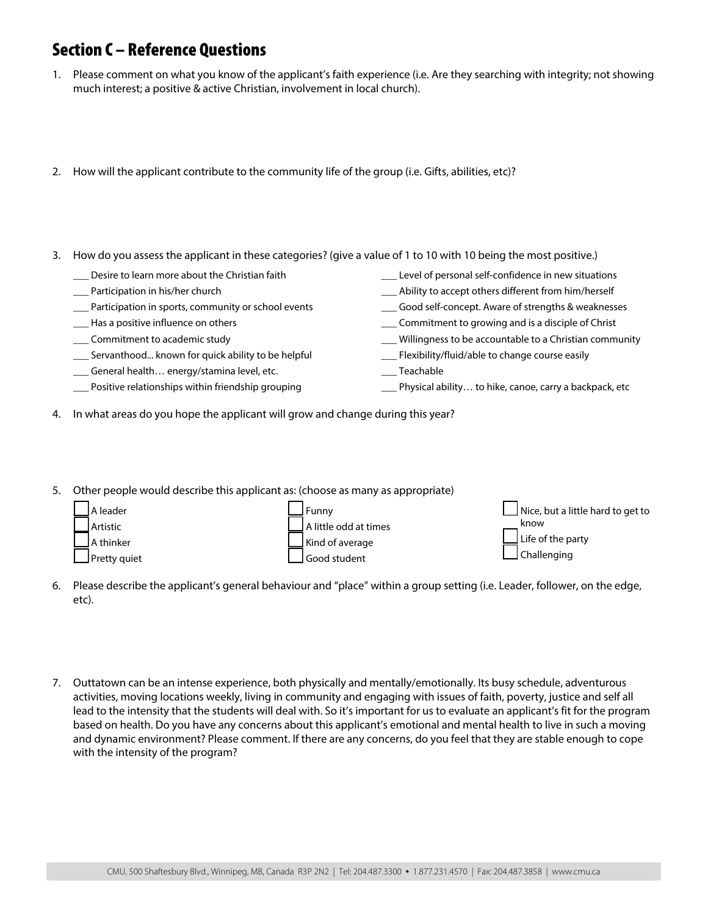## Section C – Reference Questions

1. Please comment on what you know of the applicant's faith experience (i.e. Are they searching with integrity; not showing much interest; a positive & active Christian, involvement in local church).

2. How will the applicant contribute to the community life of the group (i.e. Gifts, abilities, etc)?

3. How do you assess the applicant in these categories? (give a value of 1 to 10 with 10 being the most positive.)

   ___ Desire to learn more about the Christian faith
   ___ Participation in his/her church
   ___ Participation in sports, community or school events
   ___ Has a positive influence on others
   ___ Commitment to academic study
   ___ Servanthood... known for quick ability to be helpful
   ___ General health… energy/stamina level, etc.
   ___ Positive relationships within friendship grouping
   ___ Level of personal self-confidence in new situations
   ___ Ability to accept others different from him/herself
   ___ Good self-concept. Aware of strengths & weaknesses
   ___ Commitment to growing and is a disciple of Christ
   ___ Willingness to be accountable to a Christian community
   ___ Flexibility/fluid/able to change course easily
   ___ Teachable
   ___ Physical ability… to hike, canoe, carry a backpack, etc

4. In what areas do you hope the applicant will grow and change during this year?

5. Other people would describe this applicant as: (choose as many as appropriate)

   - [ ] A leader
   - [ ] Artistic
   - [ ] A thinker
   - [ ] Pretty quiet
   - [ ] Funny
   - [ ] A little odd at times
   - [ ] Kind of average
   - [ ] Good student
   - [ ] Nice, but a little hard to get to know
   - [ ] Life of the party
   - [ ] Challenging

6. Please describe the applicant's general behaviour and "place" within a group setting (i.e. Leader, follower, on the edge, etc).

7. Outtatown can be an intense experience, both physically and mentally/emotionally. Its busy schedule, adventurous activities, moving locations weekly, living in community and engaging with issues of faith, poverty, justice and self all lead to the intensity that the students will deal with. So it's important for us to evaluate an applicant's fit for the program based on health. Do you have any concerns about this applicant's emotional and mental health to live in such a moving and dynamic environment? Please comment. If there are any concerns, do you feel that they are stable enough to cope with the intensity of the program?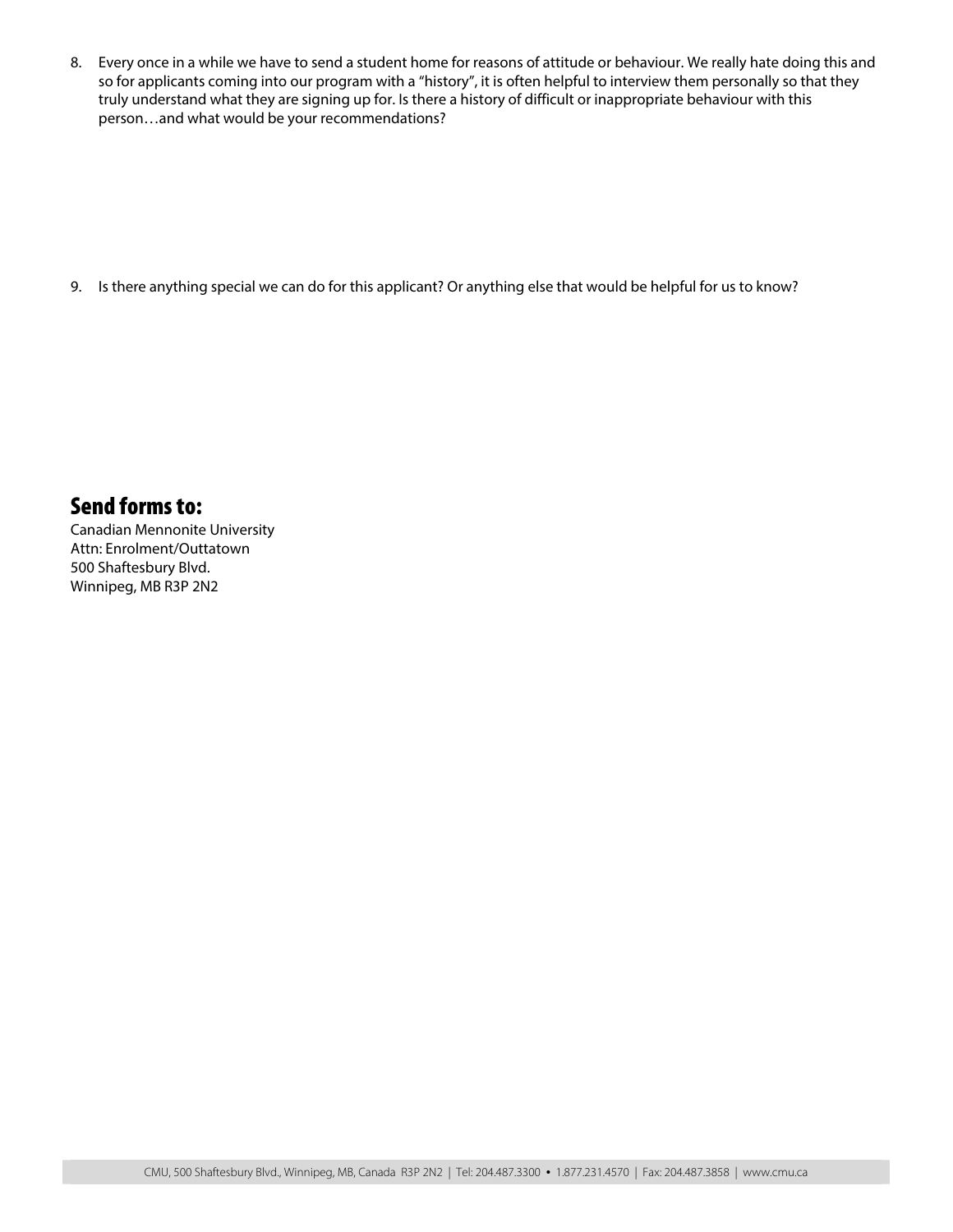8. Every once in a while we have to send a student home for reasons of attitude or behaviour. We really hate doing this and so for applicants coming into our program with a "history", it is often helpful to interview them personally so that they truly understand what they are signing up for. Is there a history of difficult or inappropriate behaviour with this person…and what would be your recommendations?

9. Is there anything special we can do for this applicant? Or anything else that would be helpful for us to know?

## Send forms to:

Canadian Mennonite University
Attn: Enrolment/Outtatown
500 Shaftesbury Blvd.
Winnipeg, MB R3P 2N2

CMU, 500 Shaftesbury Blvd., Winnipeg, MB, Canada R3P 2N2 | Tel: 204.487.3300 • 1.877.231.4570 | Fax: 204.487.3858 | www.cmu.ca